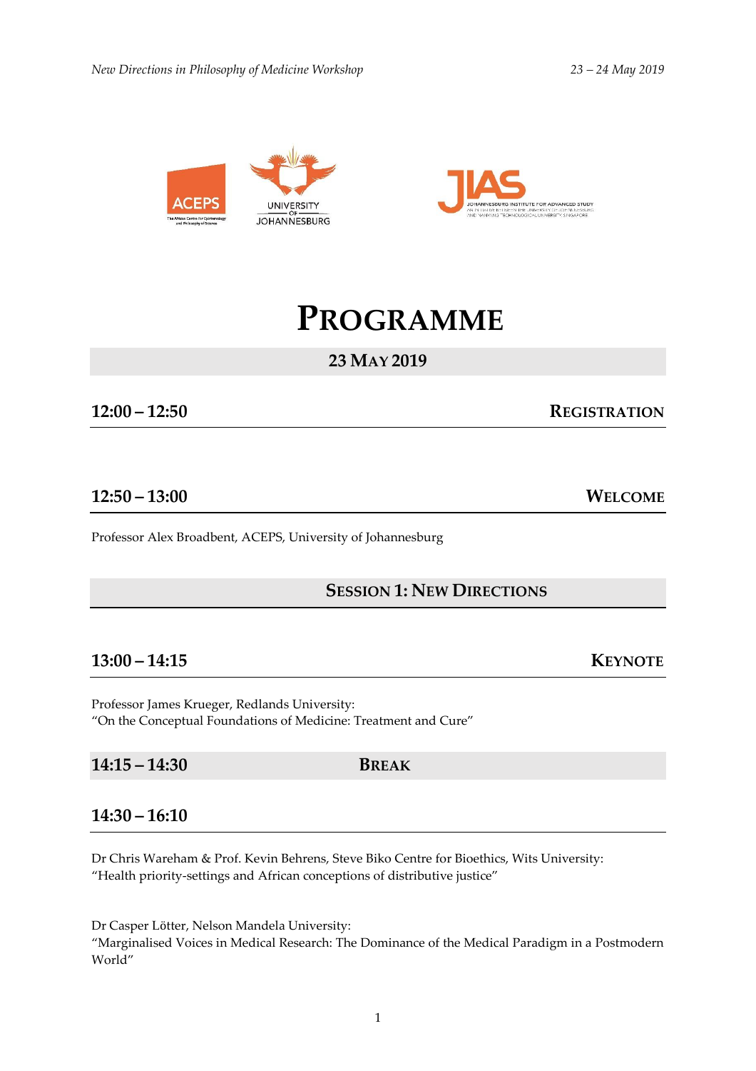# PROGRAMME

## 23 MAY 2019

**12:00 – 12:50** **REGISTRATION**

**12:50 – 13:00** **WELCOME**

Professor Alex Broadbent, ACEPS, University of Johannesburg

## SESSION 1: NEW DIRECTIONS

**13:00 – 14:15** **KEYNOTE**

Professor James Krueger, Redlands University:
"On the Conceptual Foundations of Medicine: Treatment and Cure"

**14:15 – 14:30** **BREAK**

**14:30 – 16:10**

Dr Chris Wareham & Prof. Kevin Behrens, Steve Biko Centre for Bioethics, Wits University:
"Health priority-settings and African conceptions of distributive justice"

Dr Casper Lötter, Nelson Mandela University:
"Marginalised Voices in Medical Research: The Dominance of the Medical Paradigm in a Postmodern World"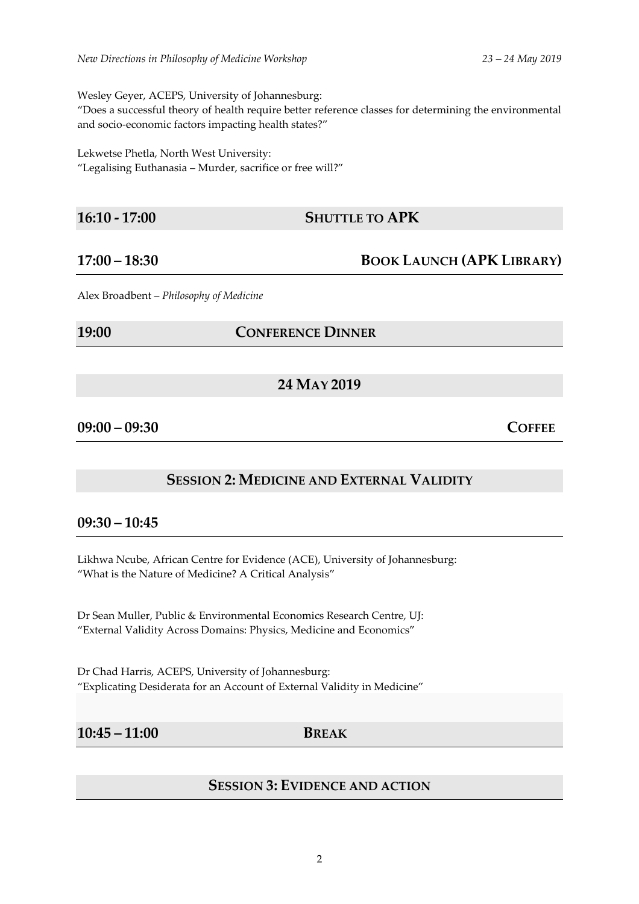Wesley Geyer, ACEPS, University of Johannesburg:
"Does a successful theory of health require better reference classes for determining the environmental and socio-economic factors impacting health states?"

Lekwetse Phetla, North West University:
"Legalising Euthanasia – Murder, sacrifice or free will?"

## 16:10 - 17:00 SHUTTLE TO APK

## 17:00 – 18:30 BOOK LAUNCH (APK LIBRARY)

Alex Broadbent – *Philosophy of Medicine*

## 19:00 CONFERENCE DINNER

## 24 MAY 2019

## 09:00 – 09:30 COFFEE

## SESSION 2: MEDICINE AND EXTERNAL VALIDITY

## 09:30 – 10:45

Likhwa Ncube, African Centre for Evidence (ACE), University of Johannesburg:
"What is the Nature of Medicine? A Critical Analysis"

Dr Sean Muller, Public & Environmental Economics Research Centre, UJ:
"External Validity Across Domains: Physics, Medicine and Economics"

Dr Chad Harris, ACEPS, University of Johannesburg:
"Explicating Desiderata for an Account of External Validity in Medicine"

## 10:45 – 11:00 BREAK

## SESSION 3: EVIDENCE AND ACTION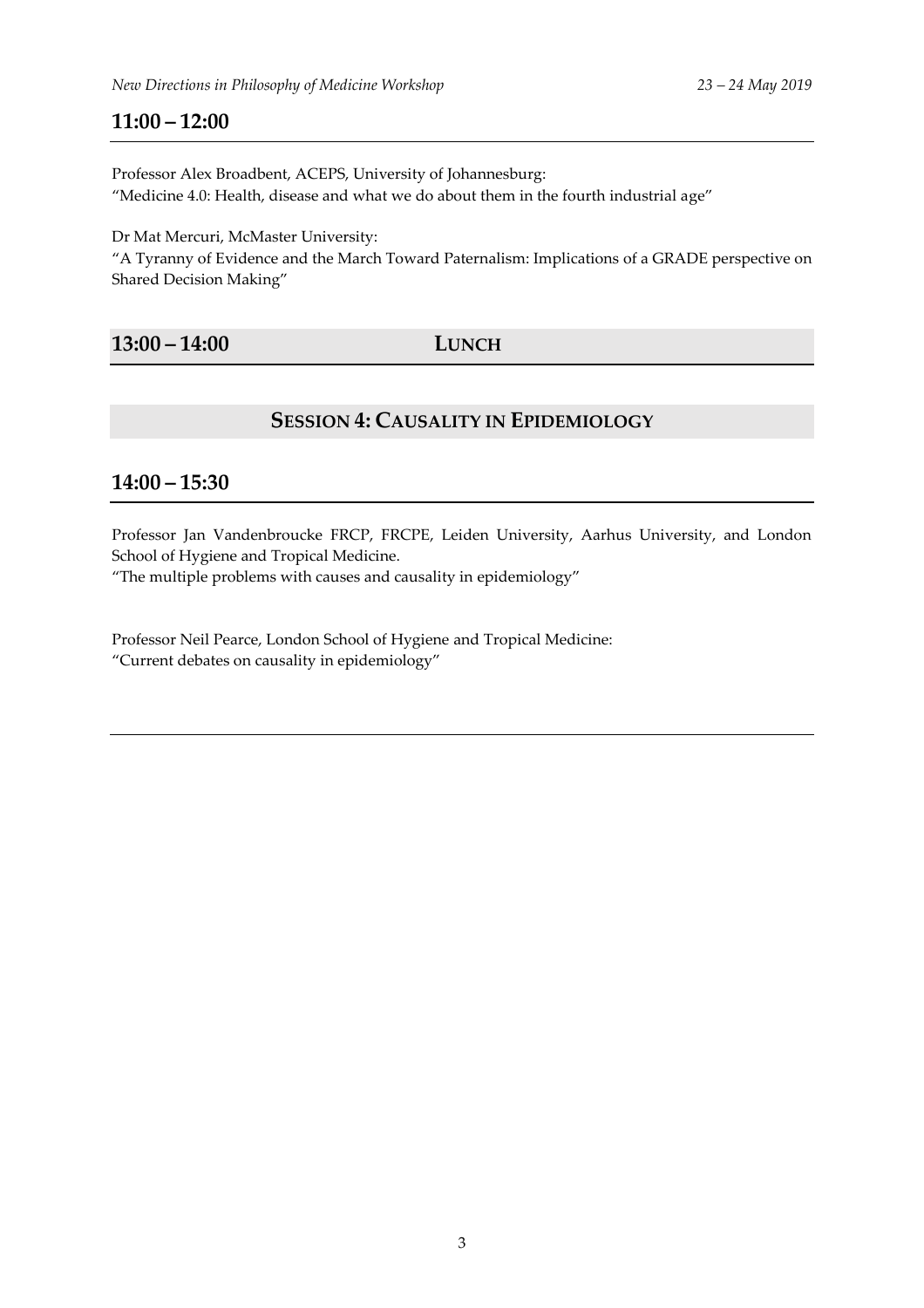## 11:00 – 12:00

Professor Alex Broadbent, ACEPS, University of Johannesburg:
"Medicine 4.0: Health, disease and what we do about them in the fourth industrial age"

Dr Mat Mercuri, McMaster University:
"A Tyranny of Evidence and the March Toward Paternalism: Implications of a GRADE perspective on Shared Decision Making"

## 13:00 – 14:00 LUNCH

## SESSION 4: CAUSALITY IN EPIDEMIOLOGY

## 14:00 – 15:30

Professor Jan Vandenbroucke FRCP, FRCPE, Leiden University, Aarhus University, and London School of Hygiene and Tropical Medicine.
"The multiple problems with causes and causality in epidemiology"

Professor Neil Pearce, London School of Hygiene and Tropical Medicine:
"Current debates on causality in epidemiology"